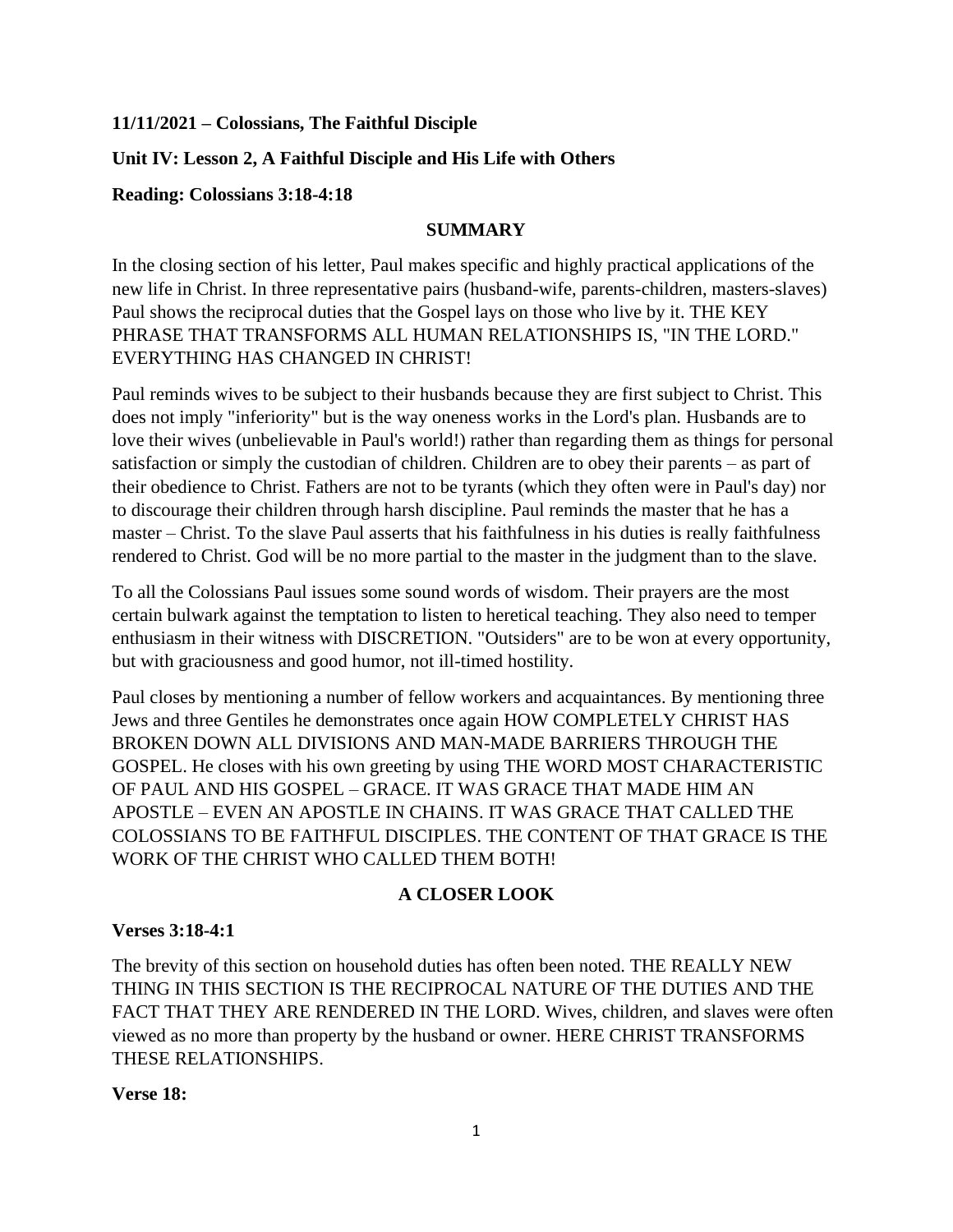**11/11/2021 – Colossians, The Faithful Disciple**

**Unit IV: Lesson 2, A Faithful Disciple and His Life with Others**

**Reading: Colossians 3:18-4:18**

## SUMMARY

In the closing section of his letter, Paul makes specific and highly practical applications of the new life in Christ. In three representative pairs (husband-wife, parents-children, masters-slaves) Paul shows the reciprocal duties that the Gospel lays on those who live by it. THE KEY PHRASE THAT TRANSFORMS ALL HUMAN RELATIONSHIPS IS, "IN THE LORD." EVERYTHING HAS CHANGED IN CHRIST!

Paul reminds wives to be subject to their husbands because they are first subject to Christ. This does not imply "inferiority" but is the way oneness works in the Lord's plan. Husbands are to love their wives (unbelievable in Paul's world!) rather than regarding them as things for personal satisfaction or simply the custodian of children. Children are to obey their parents – as part of their obedience to Christ. Fathers are not to be tyrants (which they often were in Paul's day) nor to discourage their children through harsh discipline. Paul reminds the master that he has a master – Christ. To the slave Paul asserts that his faithfulness in his duties is really faithfulness rendered to Christ. God will be no more partial to the master in the judgment than to the slave.

To all the Colossians Paul issues some sound words of wisdom. Their prayers are the most certain bulwark against the temptation to listen to heretical teaching. They also need to temper enthusiasm in their witness with DISCRETION. "Outsiders" are to be won at every opportunity, but with graciousness and good humor, not ill-timed hostility.

Paul closes by mentioning a number of fellow workers and acquaintances. By mentioning three Jews and three Gentiles he demonstrates once again HOW COMPLETELY CHRIST HAS BROKEN DOWN ALL DIVISIONS AND MAN-MADE BARRIERS THROUGH THE GOSPEL. He closes with his own greeting by using THE WORD MOST CHARACTERISTIC OF PAUL AND HIS GOSPEL – GRACE. IT WAS GRACE THAT MADE HIM AN APOSTLE – EVEN AN APOSTLE IN CHAINS. IT WAS GRACE THAT CALLED THE COLOSSIANS TO BE FAITHFUL DISCIPLES. THE CONTENT OF THAT GRACE IS THE WORK OF THE CHRIST WHO CALLED THEM BOTH!

## A CLOSER LOOK

**Verses 3:18-4:1**

The brevity of this section on household duties has often been noted. THE REALLY NEW THING IN THIS SECTION IS THE RECIPROCAL NATURE OF THE DUTIES AND THE FACT THAT THEY ARE RENDERED IN THE LORD. Wives, children, and slaves were often viewed as no more than property by the husband or owner. HERE CHRIST TRANSFORMS THESE RELATIONSHIPS.

**Verse 18:**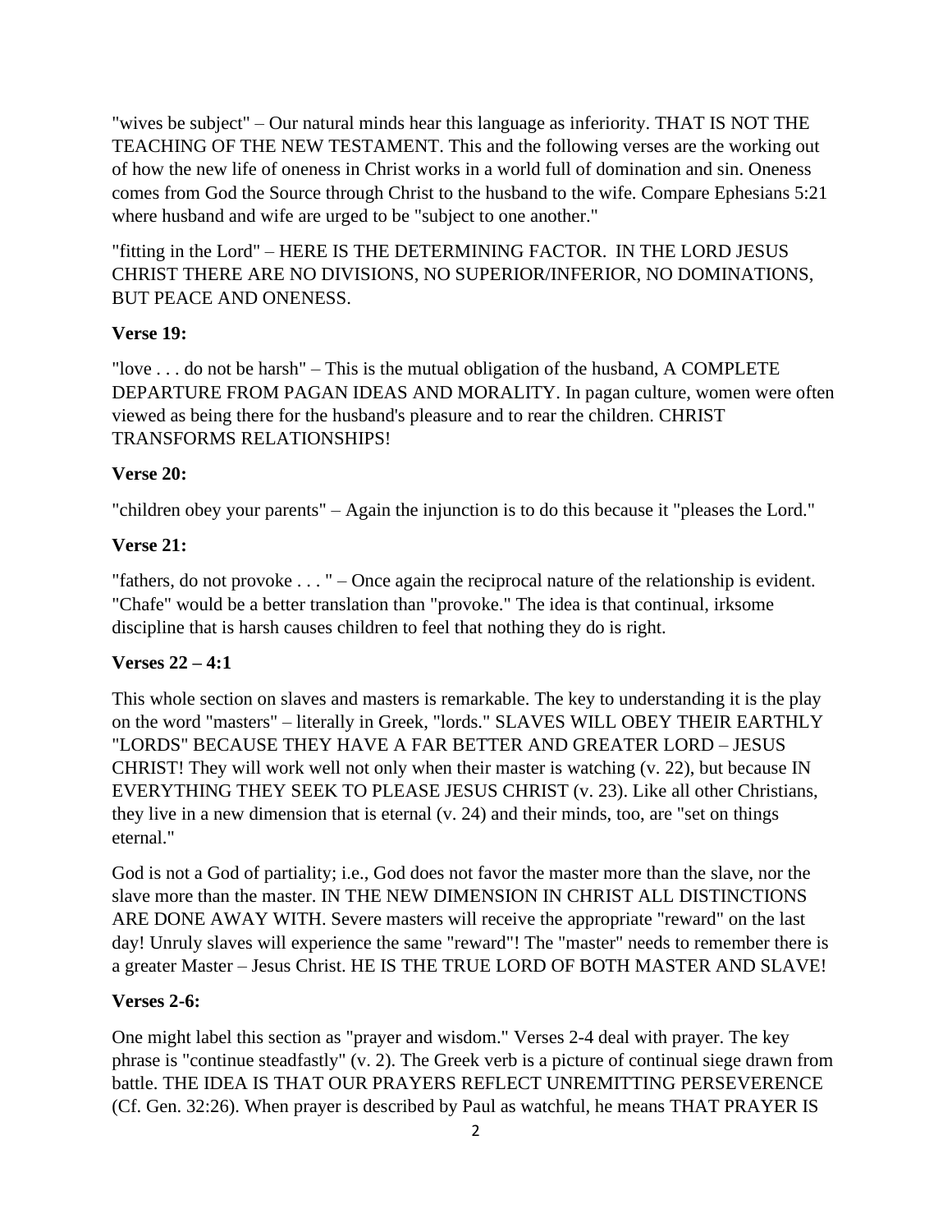"wives be subject" – Our natural minds hear this language as inferiority. THAT IS NOT THE TEACHING OF THE NEW TESTAMENT. This and the following verses are the working out of how the new life of oneness in Christ works in a world full of domination and sin. Oneness comes from God the Source through Christ to the husband to the wife. Compare Ephesians 5:21 where husband and wife are urged to be "subject to one another."

"fitting in the Lord" – HERE IS THE DETERMINING FACTOR. IN THE LORD JESUS CHRIST THERE ARE NO DIVISIONS, NO SUPERIOR/INFERIOR, NO DOMINATIONS, BUT PEACE AND ONENESS.

**Verse 19:**

"love . . . do not be harsh" – This is the mutual obligation of the husband, A COMPLETE DEPARTURE FROM PAGAN IDEAS AND MORALITY. In pagan culture, women were often viewed as being there for the husband's pleasure and to rear the children. CHRIST TRANSFORMS RELATIONSHIPS!

**Verse 20:**

"children obey your parents" – Again the injunction is to do this because it "pleases the Lord."

**Verse 21:**

"fathers, do not provoke . . . " – Once again the reciprocal nature of the relationship is evident. "Chafe" would be a better translation than "provoke." The idea is that continual, irksome discipline that is harsh causes children to feel that nothing they do is right.

**Verses 22 – 4:1**

This whole section on slaves and masters is remarkable. The key to understanding it is the play on the word "masters" – literally in Greek, "lords." SLAVES WILL OBEY THEIR EARTHLY "LORDS" BECAUSE THEY HAVE A FAR BETTER AND GREATER LORD – JESUS CHRIST! They will work well not only when their master is watching (v. 22), but because IN EVERYTHING THEY SEEK TO PLEASE JESUS CHRIST (v. 23). Like all other Christians, they live in a new dimension that is eternal (v. 24) and their minds, too, are "set on things eternal."

God is not a God of partiality; i.e., God does not favor the master more than the slave, nor the slave more than the master. IN THE NEW DIMENSION IN CHRIST ALL DISTINCTIONS ARE DONE AWAY WITH. Severe masters will receive the appropriate "reward" on the last day! Unruly slaves will experience the same "reward"! The "master" needs to remember there is a greater Master – Jesus Christ. HE IS THE TRUE LORD OF BOTH MASTER AND SLAVE!

**Verses 2-6:**

One might label this section as "prayer and wisdom." Verses 2-4 deal with prayer. The key phrase is "continue steadfastly" (v. 2). The Greek verb is a picture of continual siege drawn from battle. THE IDEA IS THAT OUR PRAYERS REFLECT UNREMITTING PERSEVERENCE (Cf. Gen. 32:26). When prayer is described by Paul as watchful, he means THAT PRAYER IS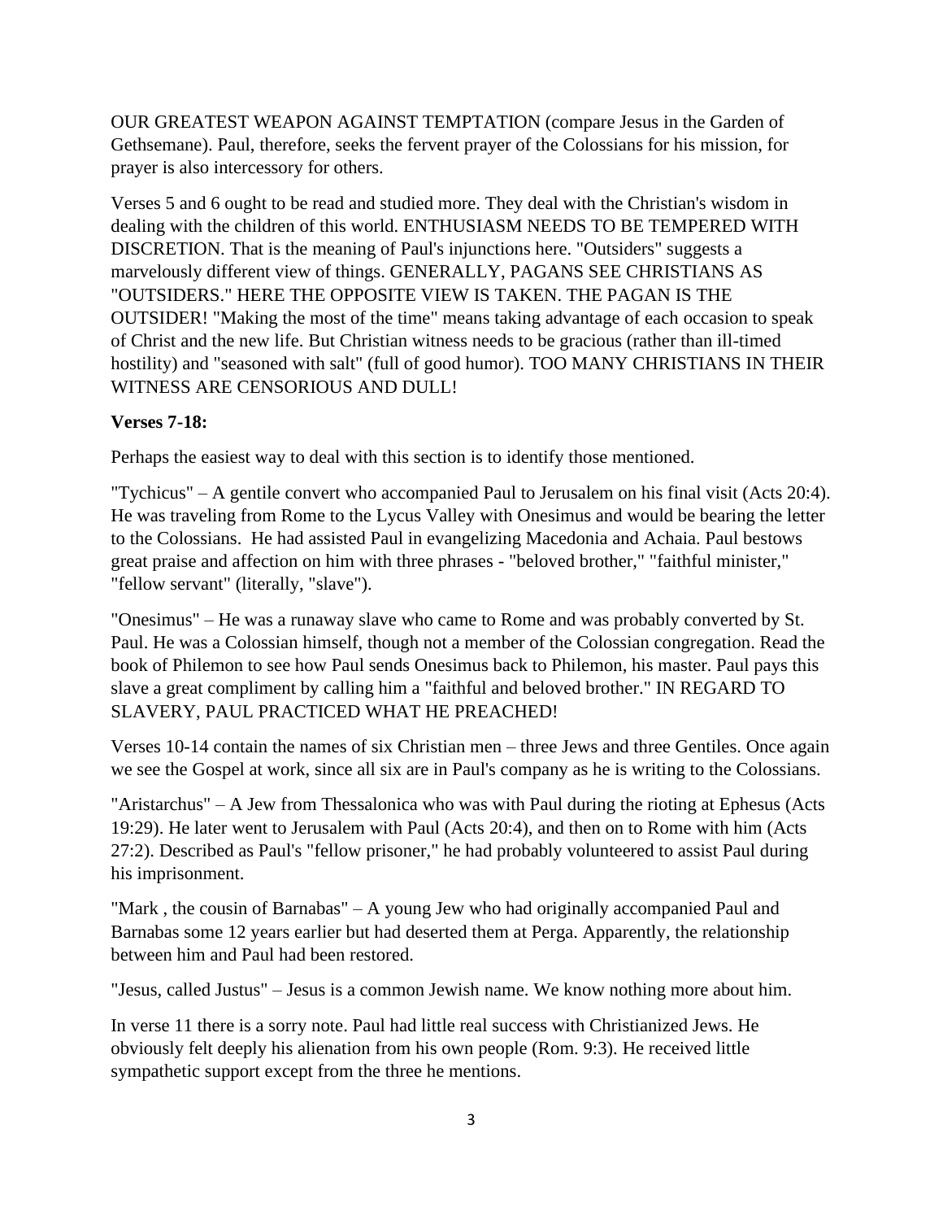OUR GREATEST WEAPON AGAINST TEMPTATION (compare Jesus in the Garden of Gethsemane). Paul, therefore, seeks the fervent prayer of the Colossians for his mission, for prayer is also intercessory for others.

Verses 5 and 6 ought to be read and studied more. They deal with the Christian's wisdom in dealing with the children of this world. ENTHUSIASM NEEDS TO BE TEMPERED WITH DISCRETION. That is the meaning of Paul's injunctions here. "Outsiders" suggests a marvelously different view of things. GENERALLY, PAGANS SEE CHRISTIANS AS "OUTSIDERS." HERE THE OPPOSITE VIEW IS TAKEN. THE PAGAN IS THE OUTSIDER! "Making the most of the time" means taking advantage of each occasion to speak of Christ and the new life. But Christian witness needs to be gracious (rather than ill-timed hostility) and "seasoned with salt" (full of good humor). TOO MANY CHRISTIANS IN THEIR WITNESS ARE CENSORIOUS AND DULL!

**Verses 7-18:**

Perhaps the easiest way to deal with this section is to identify those mentioned.

"Tychicus" – A gentile convert who accompanied Paul to Jerusalem on his final visit (Acts 20:4). He was traveling from Rome to the Lycus Valley with Onesimus and would be bearing the letter to the Colossians. He had assisted Paul in evangelizing Macedonia and Achaia. Paul bestows great praise and affection on him with three phrases - "beloved brother," "faithful minister," "fellow servant" (literally, "slave").

"Onesimus" – He was a runaway slave who came to Rome and was probably converted by St. Paul. He was a Colossian himself, though not a member of the Colossian congregation. Read the book of Philemon to see how Paul sends Onesimus back to Philemon, his master. Paul pays this slave a great compliment by calling him a "faithful and beloved brother." IN REGARD TO SLAVERY, PAUL PRACTICED WHAT HE PREACHED!

Verses 10-14 contain the names of six Christian men – three Jews and three Gentiles. Once again we see the Gospel at work, since all six are in Paul's company as he is writing to the Colossians.

"Aristarchus" – A Jew from Thessalonica who was with Paul during the rioting at Ephesus (Acts 19:29). He later went to Jerusalem with Paul (Acts 20:4), and then on to Rome with him (Acts 27:2). Described as Paul's "fellow prisoner," he had probably volunteered to assist Paul during his imprisonment.

"Mark , the cousin of Barnabas" – A young Jew who had originally accompanied Paul and Barnabas some 12 years earlier but had deserted them at Perga. Apparently, the relationship between him and Paul had been restored.

"Jesus, called Justus" – Jesus is a common Jewish name. We know nothing more about him.

In verse 11 there is a sorry note. Paul had little real success with Christianized Jews. He obviously felt deeply his alienation from his own people (Rom. 9:3). He received little sympathetic support except from the three he mentions.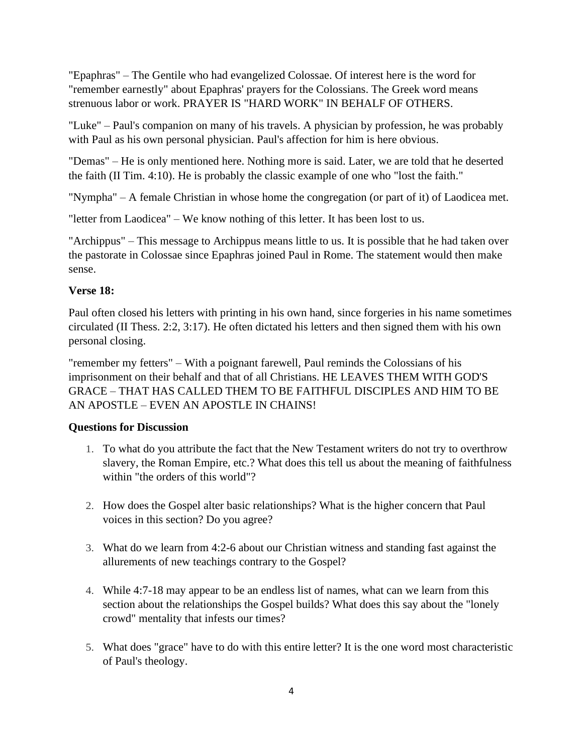"Epaphras" – The Gentile who had evangelized Colossae. Of interest here is the word for "remember earnestly" about Epaphras' prayers for the Colossians. The Greek word means strenuous labor or work. PRAYER IS "HARD WORK" IN BEHALF OF OTHERS.

"Luke" – Paul's companion on many of his travels. A physician by profession, he was probably with Paul as his own personal physician. Paul's affection for him is here obvious.

"Demas" – He is only mentioned here. Nothing more is said. Later, we are told that he deserted the faith (II Tim. 4:10). He is probably the classic example of one who "lost the faith."

"Nympha" – A female Christian in whose home the congregation (or part of it) of Laodicea met.

"letter from Laodicea" – We know nothing of this letter. It has been lost to us.

"Archippus" – This message to Archippus means little to us. It is possible that he had taken over the pastorate in Colossae since Epaphras joined Paul in Rome. The statement would then make sense.

**Verse 18:**

Paul often closed his letters with printing in his own hand, since forgeries in his name sometimes circulated (II Thess. 2:2, 3:17). He often dictated his letters and then signed them with his own personal closing.

"remember my fetters" – With a poignant farewell, Paul reminds the Colossians of his imprisonment on their behalf and that of all Christians. HE LEAVES THEM WITH GOD'S GRACE – THAT HAS CALLED THEM TO BE FAITHFUL DISCIPLES AND HIM TO BE AN APOSTLE – EVEN AN APOSTLE IN CHAINS!

**Questions for Discussion**

1. To what do you attribute the fact that the New Testament writers do not try to overthrow slavery, the Roman Empire, etc.? What does this tell us about the meaning of faithfulness within "the orders of this world"?

2. How does the Gospel alter basic relationships? What is the higher concern that Paul voices in this section? Do you agree?

3. What do we learn from 4:2-6 about our Christian witness and standing fast against the allurements of new teachings contrary to the Gospel?

4. While 4:7-18 may appear to be an endless list of names, what can we learn from this section about the relationships the Gospel builds? What does this say about the "lonely crowd" mentality that infests our times?

5. What does "grace" have to do with this entire letter? It is the one word most characteristic of Paul's theology.